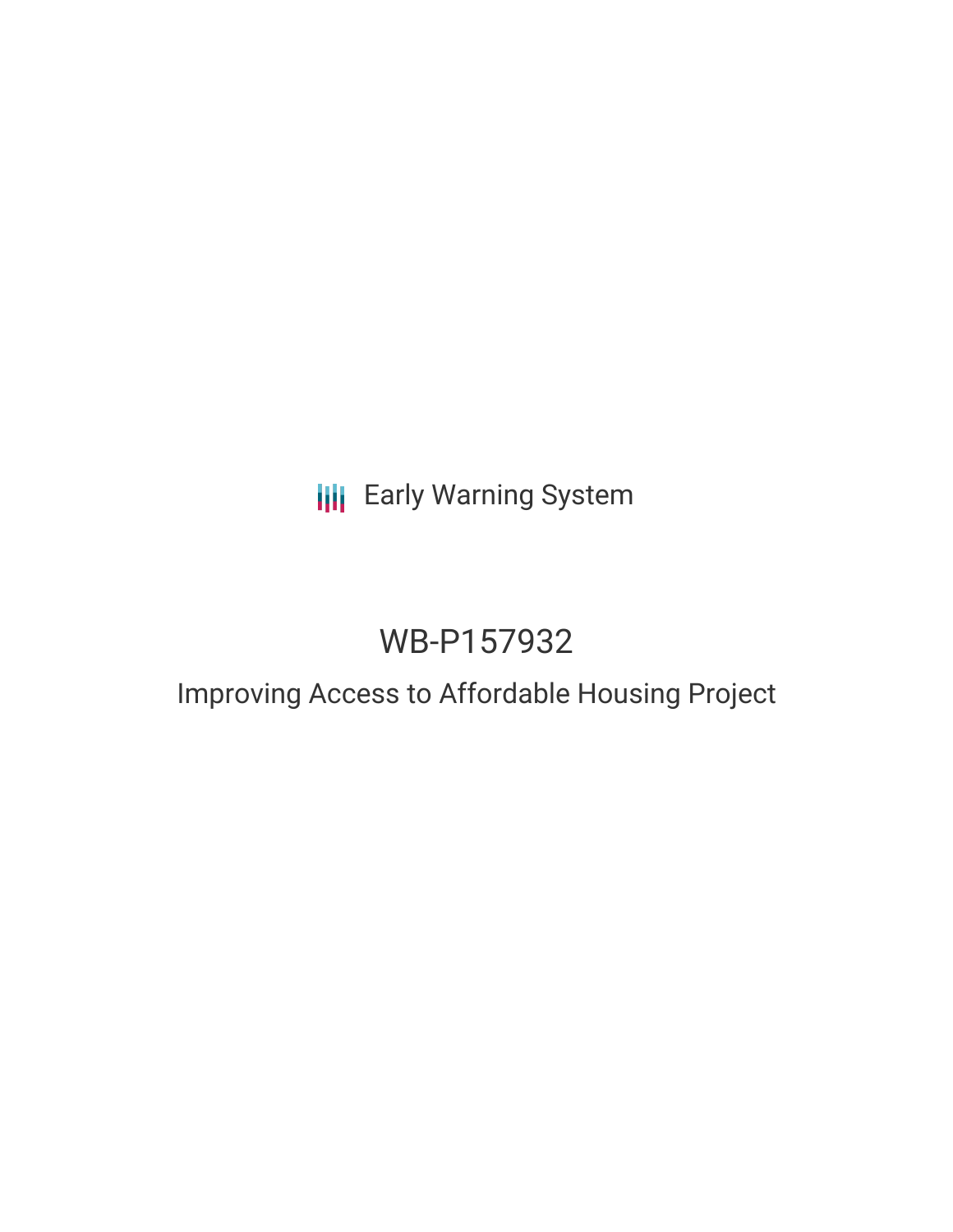Early Warning System

# WB-P157932

## Improving Access to Affordable Housing Project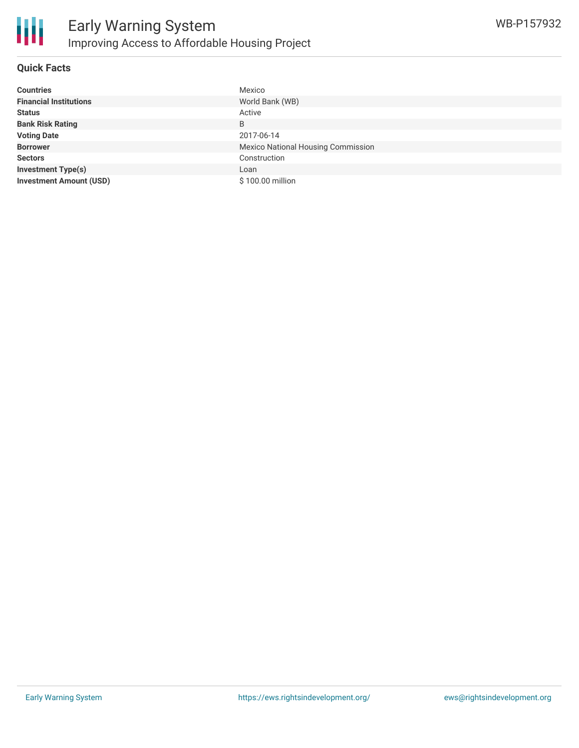## Quick Facts

| | |
|---|---|
| **Countries** | Mexico |
| **Financial Institutions** | World Bank (WB) |
| **Status** | Active |
| **Bank Risk Rating** | B |
| **Voting Date** | 2017-06-14 |
| **Borrower** | Mexico National Housing Commission |
| **Sectors** | Construction |
| **Investment Type(s)** | Loan |
| **Investment Amount (USD)** | $ 100.00 million |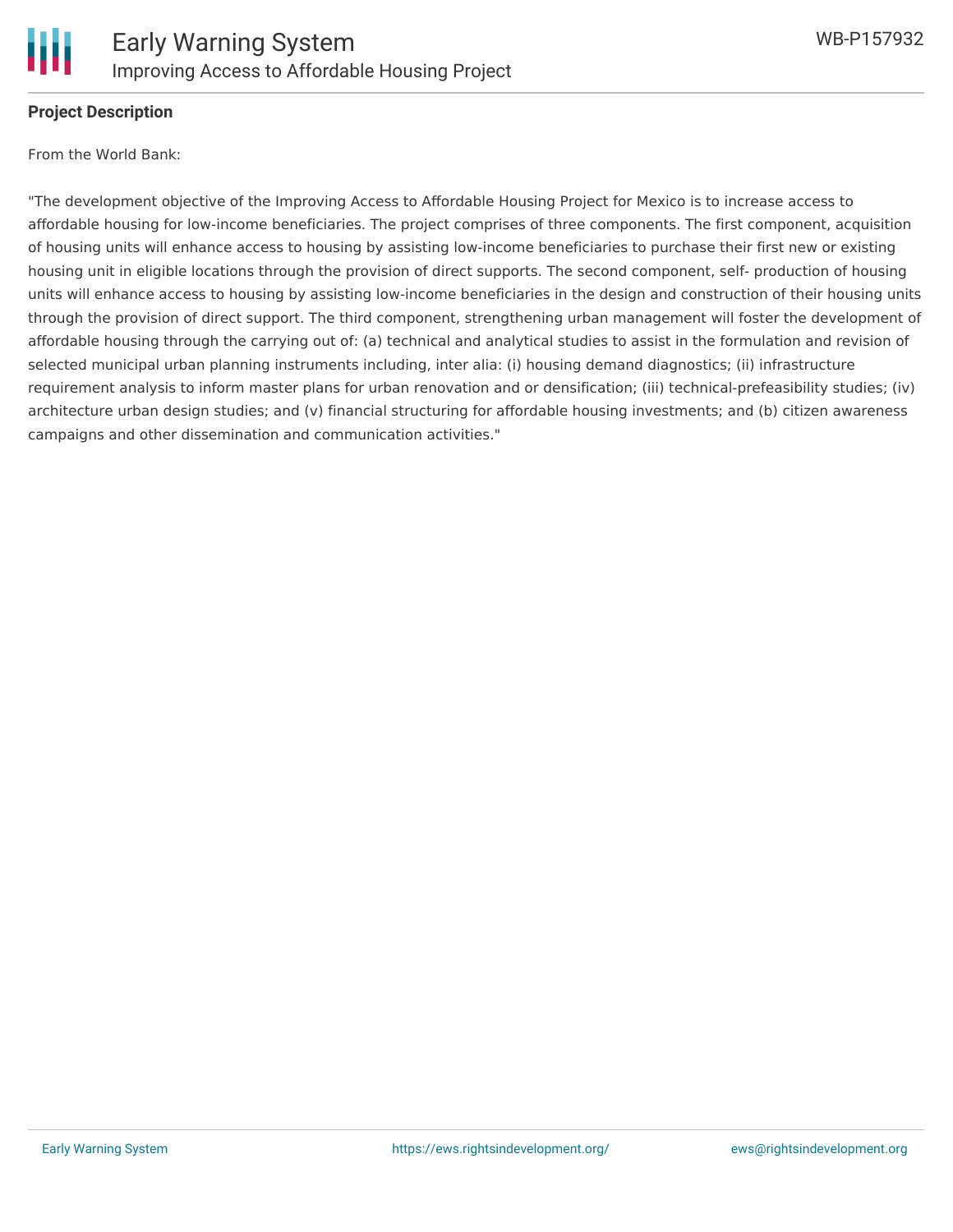**Project Description**

From the World Bank:

"The development objective of the Improving Access to Affordable Housing Project for Mexico is to increase access to affordable housing for low-income beneficiaries. The project comprises of three components. The first component, acquisition of housing units will enhance access to housing by assisting low-income beneficiaries to purchase their first new or existing housing unit in eligible locations through the provision of direct supports. The second component, self- production of housing units will enhance access to housing by assisting low-income beneficiaries in the design and construction of their housing units through the provision of direct support. The third component, strengthening urban management will foster the development of affordable housing through the carrying out of: (a) technical and analytical studies to assist in the formulation and revision of selected municipal urban planning instruments including, inter alia: (i) housing demand diagnostics; (ii) infrastructure requirement analysis to inform master plans for urban renovation and or densification; (iii) technical-prefeasibility studies; (iv) architecture urban design studies; and (v) financial structuring for affordable housing investments; and (b) citizen awareness campaigns and other dissemination and communication activities."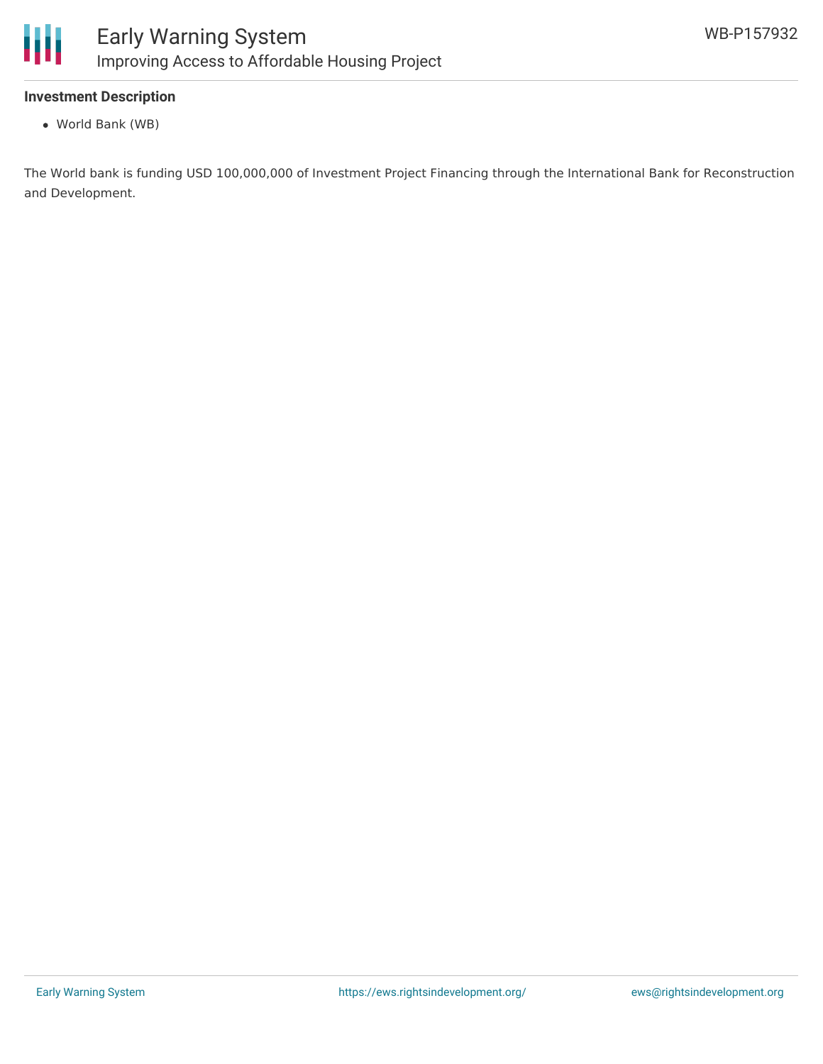**Investment Description**

- World Bank (WB)

The World bank is funding USD 100,000,000 of Investment Project Financing through the International Bank for Reconstruction and Development.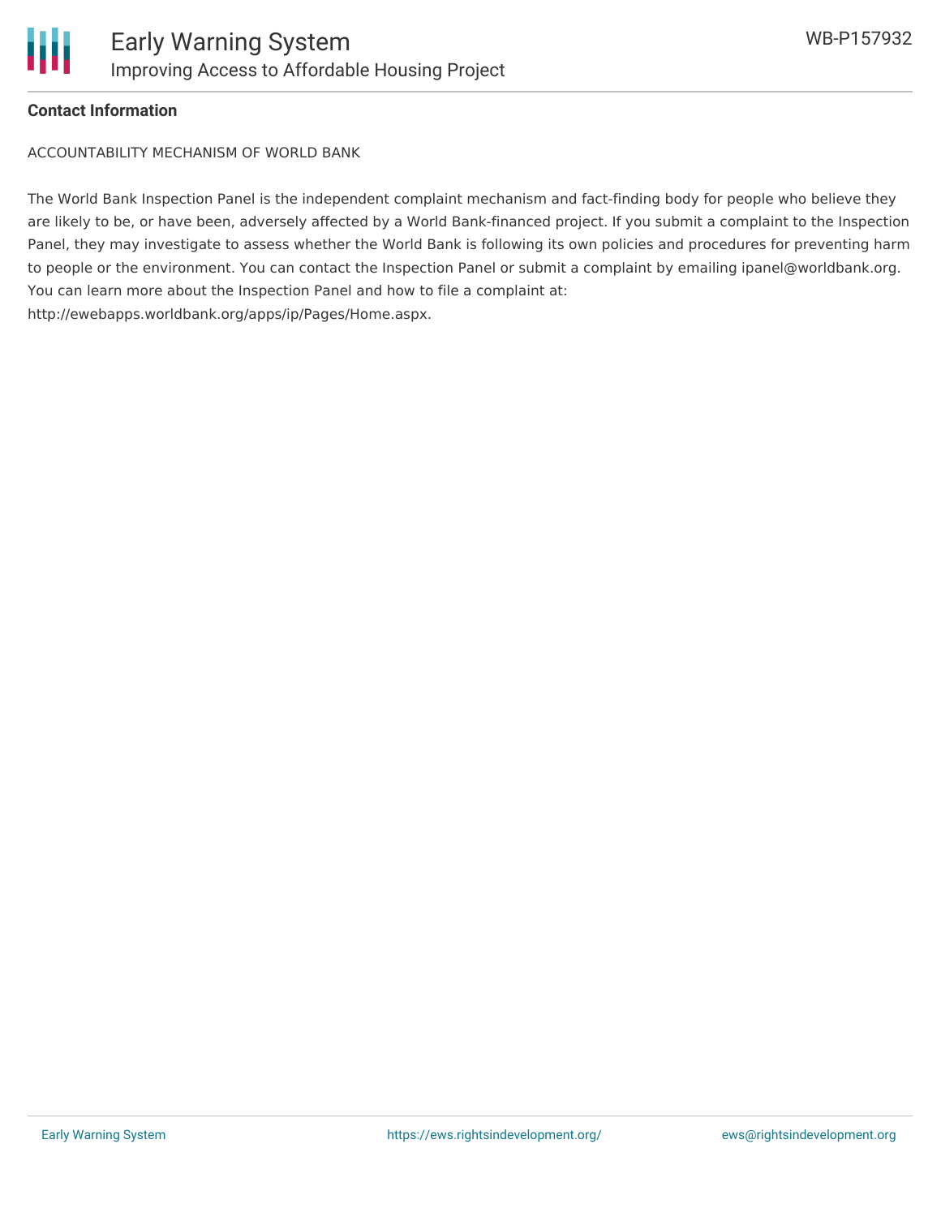**Contact Information**

ACCOUNTABILITY MECHANISM OF WORLD BANK

The World Bank Inspection Panel is the independent complaint mechanism and fact-finding body for people who believe they are likely to be, or have been, adversely affected by a World Bank-financed project. If you submit a complaint to the Inspection Panel, they may investigate to assess whether the World Bank is following its own policies and procedures for preventing harm to people or the environment. You can contact the Inspection Panel or submit a complaint by emailing ipanel@worldbank.org. You can learn more about the Inspection Panel and how to file a complaint at: http://ewebapps.worldbank.org/apps/ip/Pages/Home.aspx.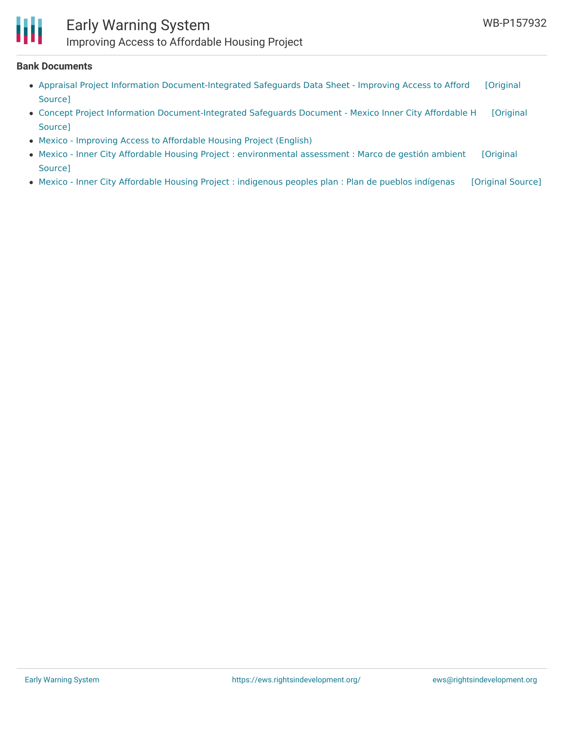**Bank Documents**

- Appraisal Project Information Document-Integrated Safeguards Data Sheet - Improving Access to Afford [Original Source]
- Concept Project Information Document-Integrated Safeguards Document - Mexico Inner City Affordable H [Original Source]
- Mexico - Improving Access to Affordable Housing Project (English)
- Mexico - Inner City Affordable Housing Project : environmental assessment : Marco de gestión ambient [Original Source]
- Mexico - Inner City Affordable Housing Project : indigenous peoples plan : Plan de pueblos indígenas [Original Source]